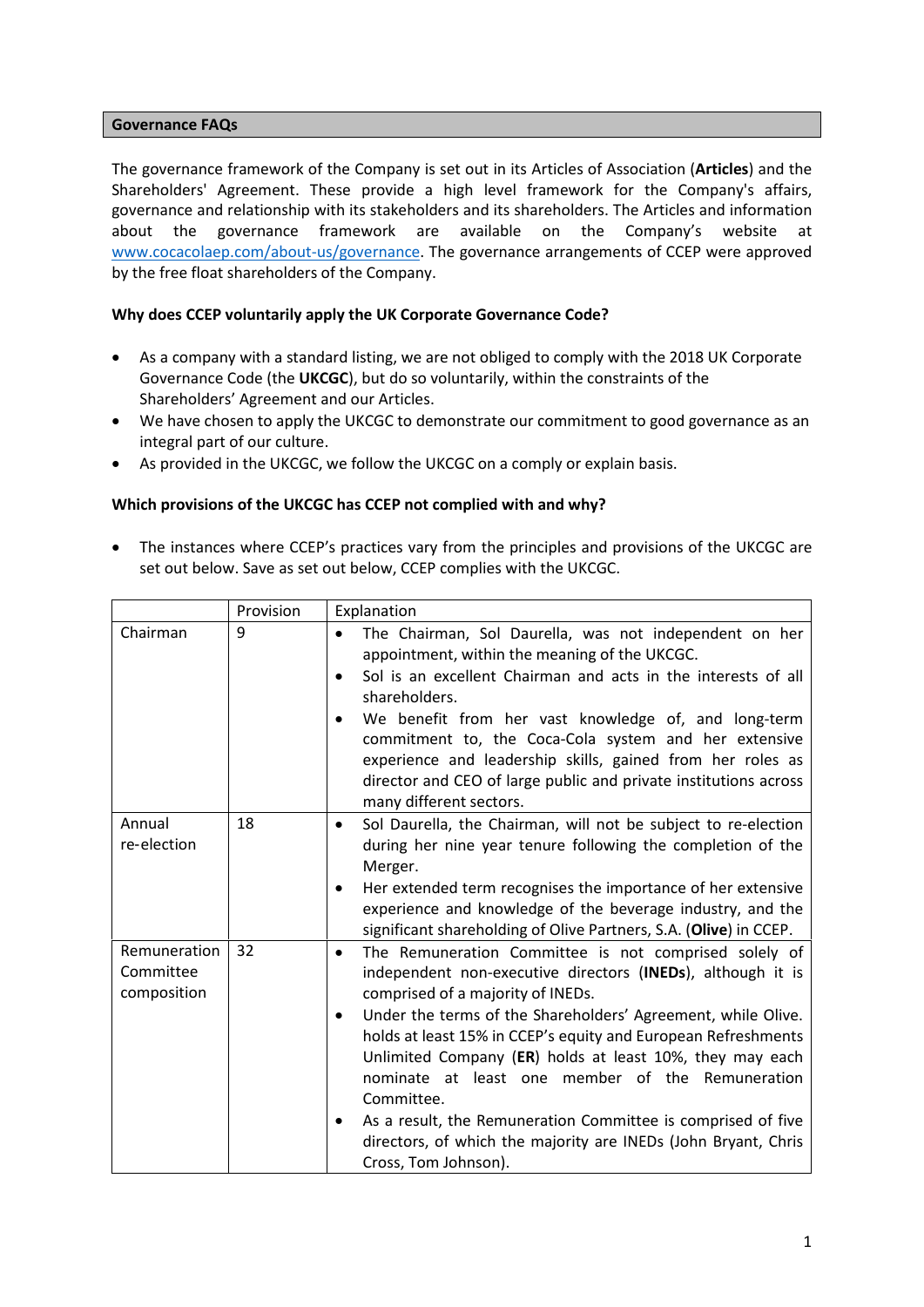## Governance FAQs

The governance framework of the Company is set out in its Articles of Association (**Articles**) and the Shareholders' Agreement. These provide a high level framework for the Company's affairs, governance and relationship with its stakeholders and its shareholders. The Articles and information about the governance framework are available on the Company's website at [www.cocacolaep.com/about-us/governance](www.cocacolaep.com/about-us/governance). The governance arrangements of CCEP were approved by the free float shareholders of the Company.

**Why does CCEP voluntarily apply the UK Corporate Governance Code?**

- As a company with a standard listing, we are not obliged to comply with the 2018 UK Corporate Governance Code (the **UKCGC**), but do so voluntarily, within the constraints of the Shareholders' Agreement and our Articles.
- We have chosen to apply the UKCGC to demonstrate our commitment to good governance as an integral part of our culture.
- As provided in the UKCGC, we follow the UKCGC on a comply or explain basis.

**Which provisions of the UKCGC has CCEP not complied with and why?**

- The instances where CCEP's practices vary from the principles and provisions of the UKCGC are set out below. Save as set out below, CCEP complies with the UKCGC.

| | Provision | Explanation |
|---|---|---|
| Chairman | 9 | • The Chairman, Sol Daurella, was not independent on her appointment, within the meaning of the UKCGC.<br>• Sol is an excellent Chairman and acts in the interests of all shareholders.<br>• We benefit from her vast knowledge of, and long-term commitment to, the Coca-Cola system and her extensive experience and leadership skills, gained from her roles as director and CEO of large public and private institutions across many different sectors. |
| Annual re-election | 18 | • Sol Daurella, the Chairman, will not be subject to re-election during her nine year tenure following the completion of the Merger.<br>• Her extended term recognises the importance of her extensive experience and knowledge of the beverage industry, and the significant shareholding of Olive Partners, S.A. (**Olive**) in CCEP. |
| Remuneration Committee composition | 32 | • The Remuneration Committee is not comprised solely of independent non-executive directors (**INEDs**), although it is comprised of a majority of INEDs.<br>• Under the terms of the Shareholders' Agreement, while Olive. holds at least 15% in CCEP's equity and European Refreshments Unlimited Company (**ER**) holds at least 10%, they may each nominate at least one member of the Remuneration Committee.<br>• As a result, the Remuneration Committee is comprised of five directors, of which the majority are INEDs (John Bryant, Chris Cross, Tom Johnson). |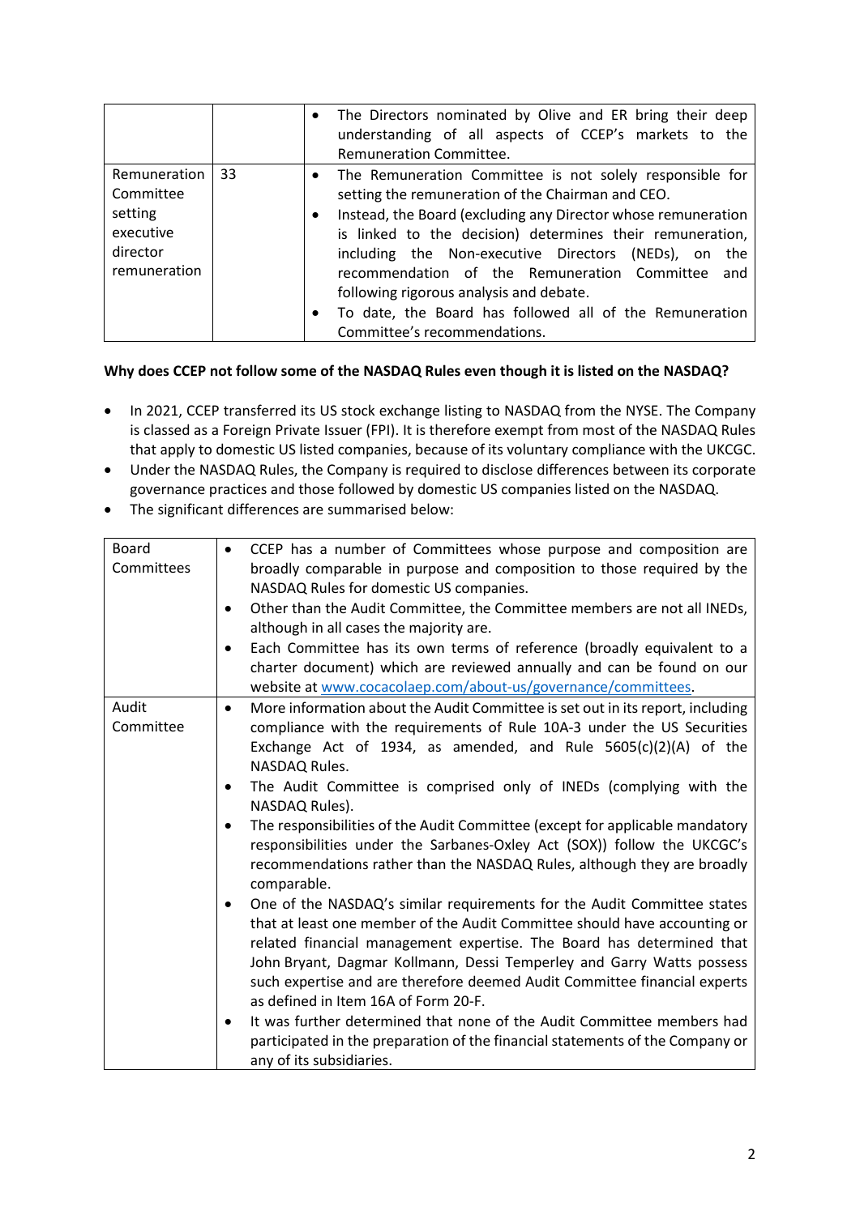| | | |
|---|---|---|
| | | • The Directors nominated by Olive and ER bring their deep understanding of all aspects of CCEP's markets to the Remuneration Committee. |
| Remuneration Committee setting executive director remuneration | 33 | • The Remuneration Committee is not solely responsible for setting the remuneration of the Chairman and CEO.<br>• Instead, the Board (excluding any Director whose remuneration is linked to the decision) determines their remuneration, including the Non-executive Directors (NEDs), on the recommendation of the Remuneration Committee and following rigorous analysis and debate.<br>• To date, the Board has followed all of the Remuneration Committee's recommendations. |

**Why does CCEP not follow some of the NASDAQ Rules even though it is listed on the NASDAQ?**

- In 2021, CCEP transferred its US stock exchange listing to NASDAQ from the NYSE. The Company is classed as a Foreign Private Issuer (FPI). It is therefore exempt from most of the NASDAQ Rules that apply to domestic US listed companies, because of its voluntary compliance with the UKCGC.
- Under the NASDAQ Rules, the Company is required to disclose differences between its corporate governance practices and those followed by domestic US companies listed on the NASDAQ.
- The significant differences are summarised below:

| | |
|---|---|
| Board Committees | • CCEP has a number of Committees whose purpose and composition are broadly comparable in purpose and composition to those required by the NASDAQ Rules for domestic US companies.<br>• Other than the Audit Committee, the Committee members are not all INEDs, although in all cases the majority are.<br>• Each Committee has its own terms of reference (broadly equivalent to a charter document) which are reviewed annually and can be found on our website at [www.cocacolaep.com/about-us/governance/committees](www.cocacolaep.com/about-us/governance/committees). |
| Audit Committee | • More information about the Audit Committee is set out in its report, including compliance with the requirements of Rule 10A-3 under the US Securities Exchange Act of 1934, as amended, and Rule 5605(c)(2)(A) of the NASDAQ Rules.<br>• The Audit Committee is comprised only of INEDs (complying with the NASDAQ Rules).<br>• The responsibilities of the Audit Committee (except for applicable mandatory responsibilities under the Sarbanes-Oxley Act (SOX)) follow the UKCGC's recommendations rather than the NASDAQ Rules, although they are broadly comparable.<br>• One of the NASDAQ's similar requirements for the Audit Committee states that at least one member of the Audit Committee should have accounting or related financial management expertise. The Board has determined that John Bryant, Dagmar Kollmann, Dessi Temperley and Garry Watts possess such expertise and are therefore deemed Audit Committee financial experts as defined in Item 16A of Form 20-F.<br>• It was further determined that none of the Audit Committee members had participated in the preparation of the financial statements of the Company or any of its subsidiaries. |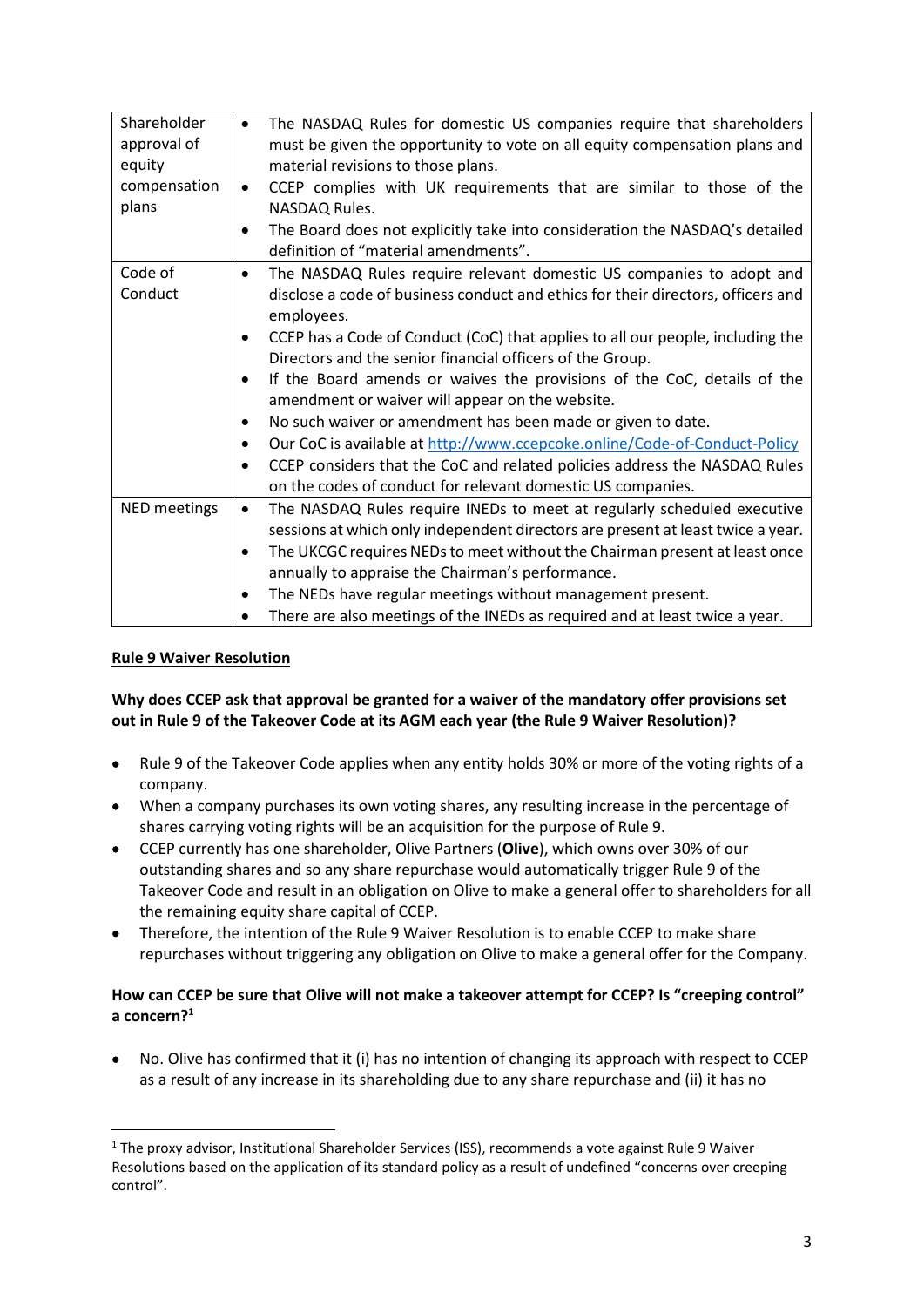| Shareholder approval of equity compensation plans | • The NASDAQ Rules for domestic US companies require that shareholders must be given the opportunity to vote on all equity compensation plans and material revisions to those plans.<br>• CCEP complies with UK requirements that are similar to those of the NASDAQ Rules.<br>• The Board does not explicitly take into consideration the NASDAQ's detailed definition of "material amendments". |
|---|---|
| Code of Conduct | • The NASDAQ Rules require relevant domestic US companies to adopt and disclose a code of business conduct and ethics for their directors, officers and employees.<br>• CCEP has a Code of Conduct (CoC) that applies to all our people, including the Directors and the senior financial officers of the Group.<br>• If the Board amends or waives the provisions of the CoC, details of the amendment or waiver will appear on the website.<br>• No such waiver or amendment has been made or given to date.<br>• Our CoC is available at [http://www.ccepcoke.online/Code-of-Conduct-Policy](http://www.ccepcoke.online/Code-of-Conduct-Policy)<br>• CCEP considers that the CoC and related policies address the NASDAQ Rules on the codes of conduct for relevant domestic US companies. |
| NED meetings | • The NASDAQ Rules require INEDs to meet at regularly scheduled executive sessions at which only independent directors are present at least twice a year.<br>• The UKCGC requires NEDs to meet without the Chairman present at least once annually to appraise the Chairman's performance.<br>• The NEDs have regular meetings without management present.<br>• There are also meetings of the INEDs as required and at least twice a year. |

**<u>Rule 9 Waiver Resolution</u>**

**Why does CCEP ask that approval be granted for a waiver of the mandatory offer provisions set out in Rule 9 of the Takeover Code at its AGM each year (the Rule 9 Waiver Resolution)?**

- Rule 9 of the Takeover Code applies when any entity holds 30% or more of the voting rights of a company.
- When a company purchases its own voting shares, any resulting increase in the percentage of shares carrying voting rights will be an acquisition for the purpose of Rule 9.
- CCEP currently has one shareholder, Olive Partners (**Olive**), which owns over 30% of our outstanding shares and so any share repurchase would automatically trigger Rule 9 of the Takeover Code and result in an obligation on Olive to make a general offer to shareholders for all the remaining equity share capital of CCEP.
- Therefore, the intention of the Rule 9 Waiver Resolution is to enable CCEP to make share repurchases without triggering any obligation on Olive to make a general offer for the Company.

**How can CCEP be sure that Olive will not make a takeover attempt for CCEP? Is "creeping control" a concern?[1]**

- No. Olive has confirmed that it (i) has no intention of changing its approach with respect to CCEP as a result of any increase in its shareholding due to any share repurchase and (ii) it has no

[1] The proxy advisor, Institutional Shareholder Services (ISS), recommends a vote against Rule 9 Waiver Resolutions based on the application of its standard policy as a result of undefined "concerns over creeping control".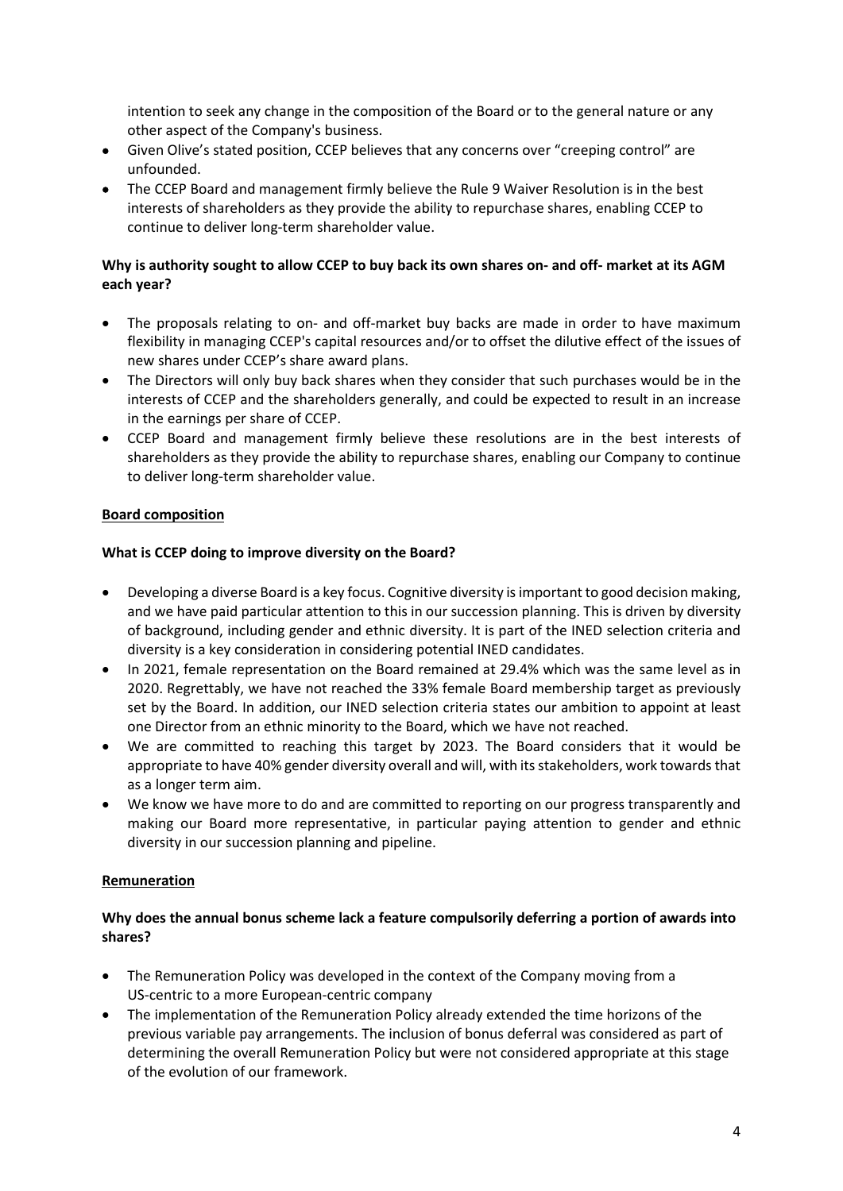intention to seek any change in the composition of the Board or to the general nature or any other aspect of the Company's business.

- Given Olive's stated position, CCEP believes that any concerns over "creeping control" are unfounded.
- The CCEP Board and management firmly believe the Rule 9 Waiver Resolution is in the best interests of shareholders as they provide the ability to repurchase shares, enabling CCEP to continue to deliver long-term shareholder value.

**Why is authority sought to allow CCEP to buy back its own shares on- and off- market at its AGM each year?**

- The proposals relating to on- and off-market buy backs are made in order to have maximum flexibility in managing CCEP's capital resources and/or to offset the dilutive effect of the issues of new shares under CCEP's share award plans.
- The Directors will only buy back shares when they consider that such purchases would be in the interests of CCEP and the shareholders generally, and could be expected to result in an increase in the earnings per share of CCEP.
- CCEP Board and management firmly believe these resolutions are in the best interests of shareholders as they provide the ability to repurchase shares, enabling our Company to continue to deliver long-term shareholder value.

**Board composition**

**What is CCEP doing to improve diversity on the Board?**

- Developing a diverse Board is a key focus. Cognitive diversity is important to good decision making, and we have paid particular attention to this in our succession planning. This is driven by diversity of background, including gender and ethnic diversity. It is part of the INED selection criteria and diversity is a key consideration in considering potential INED candidates.
- In 2021, female representation on the Board remained at 29.4% which was the same level as in 2020. Regrettably, we have not reached the 33% female Board membership target as previously set by the Board. In addition, our INED selection criteria states our ambition to appoint at least one Director from an ethnic minority to the Board, which we have not reached.
- We are committed to reaching this target by 2023. The Board considers that it would be appropriate to have 40% gender diversity overall and will, with its stakeholders, work towards that as a longer term aim.
- We know we have more to do and are committed to reporting on our progress transparently and making our Board more representative, in particular paying attention to gender and ethnic diversity in our succession planning and pipeline.

**Remuneration**

**Why does the annual bonus scheme lack a feature compulsorily deferring a portion of awards into shares?**

- The Remuneration Policy was developed in the context of the Company moving from a US-centric to a more European-centric company
- The implementation of the Remuneration Policy already extended the time horizons of the previous variable pay arrangements. The inclusion of bonus deferral was considered as part of determining the overall Remuneration Policy but were not considered appropriate at this stage of the evolution of our framework.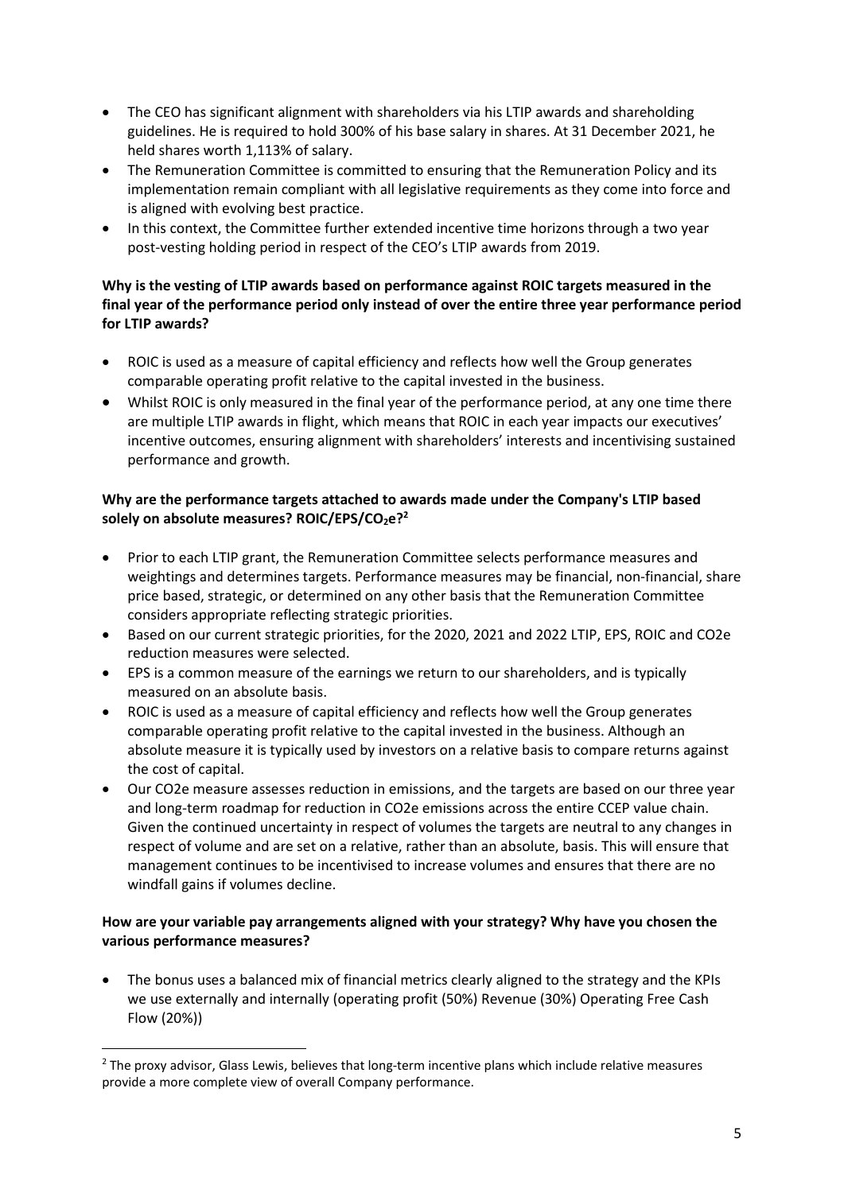- The CEO has significant alignment with shareholders via his LTIP awards and shareholding guidelines. He is required to hold 300% of his base salary in shares. At 31 December 2021, he held shares worth 1,113% of salary.
- The Remuneration Committee is committed to ensuring that the Remuneration Policy and its implementation remain compliant with all legislative requirements as they come into force and is aligned with evolving best practice.
- In this context, the Committee further extended incentive time horizons through a two year post-vesting holding period in respect of the CEO's LTIP awards from 2019.

**Why is the vesting of LTIP awards based on performance against ROIC targets measured in the final year of the performance period only instead of over the entire three year performance period for LTIP awards?**

- ROIC is used as a measure of capital efficiency and reflects how well the Group generates comparable operating profit relative to the capital invested in the business.
- Whilst ROIC is only measured in the final year of the performance period, at any one time there are multiple LTIP awards in flight, which means that ROIC in each year impacts our executives' incentive outcomes, ensuring alignment with shareholders' interests and incentivising sustained performance and growth.

**Why are the performance targets attached to awards made under the Company's LTIP based solely on absolute measures? ROIC/EPS/$CO_2e$?[2]**

- Prior to each LTIP grant, the Remuneration Committee selects performance measures and weightings and determines targets. Performance measures may be financial, non-financial, share price based, strategic, or determined on any other basis that the Remuneration Committee considers appropriate reflecting strategic priorities.
- Based on our current strategic priorities, for the 2020, 2021 and 2022 LTIP, EPS, ROIC and CO2e reduction measures were selected.
- EPS is a common measure of the earnings we return to our shareholders, and is typically measured on an absolute basis.
- ROIC is used as a measure of capital efficiency and reflects how well the Group generates comparable operating profit relative to the capital invested in the business. Although an absolute measure it is typically used by investors on a relative basis to compare returns against the cost of capital.
- Our CO2e measure assesses reduction in emissions, and the targets are based on our three year and long-term roadmap for reduction in CO2e emissions across the entire CCEP value chain. Given the continued uncertainty in respect of volumes the targets are neutral to any changes in respect of volume and are set on a relative, rather than an absolute, basis. This will ensure that management continues to be incentivised to increase volumes and ensures that there are no windfall gains if volumes decline.

**How are your variable pay arrangements aligned with your strategy? Why have you chosen the various performance measures?**

- The bonus uses a balanced mix of financial metrics clearly aligned to the strategy and the KPIs we use externally and internally (operating profit (50%) Revenue (30%) Operating Free Cash Flow (20%))

---

[2] The proxy advisor, Glass Lewis, believes that long-term incentive plans which include relative measures provide a more complete view of overall Company performance.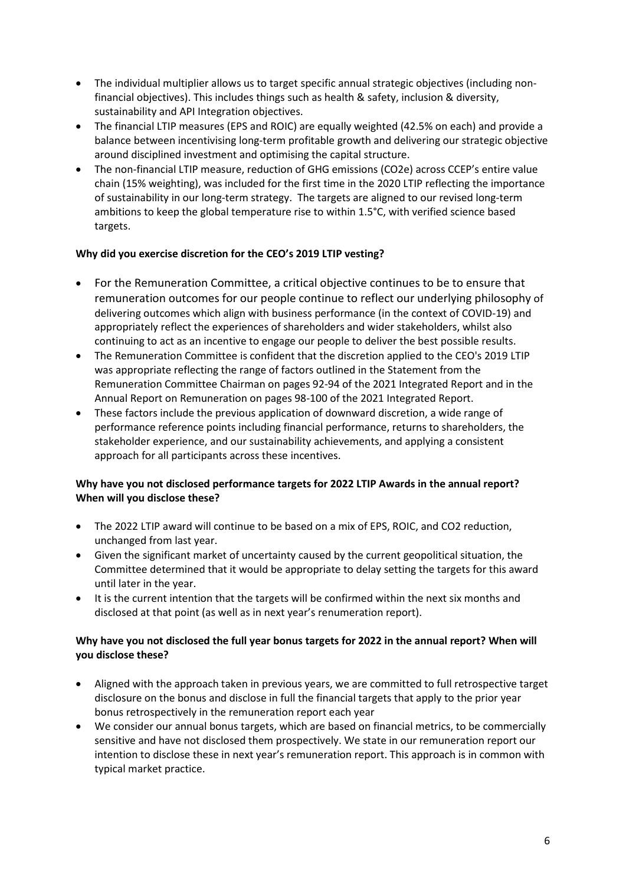- The individual multiplier allows us to target specific annual strategic objectives (including non-financial objectives). This includes things such as health & safety, inclusion & diversity, sustainability and API Integration objectives.
- The financial LTIP measures (EPS and ROIC) are equally weighted (42.5% on each) and provide a balance between incentivising long-term profitable growth and delivering our strategic objective around disciplined investment and optimising the capital structure.
- The non-financial LTIP measure, reduction of GHG emissions ($CO_2e$) across CCEP's entire value chain (15% weighting), was included for the first time in the 2020 LTIP reflecting the importance of sustainability in our long-term strategy. The targets are aligned to our revised long-term ambitions to keep the global temperature rise to within 1.5°C, with verified science based targets.

**Why did you exercise discretion for the CEO's 2019 LTIP vesting?**

- For the Remuneration Committee, a critical objective continues to be to ensure that remuneration outcomes for our people continue to reflect our underlying philosophy of delivering outcomes which align with business performance (in the context of COVID-19) and appropriately reflect the experiences of shareholders and wider stakeholders, whilst also continuing to act as an incentive to engage our people to deliver the best possible results.
- The Remuneration Committee is confident that the discretion applied to the CEO's 2019 LTIP was appropriate reflecting the range of factors outlined in the Statement from the Remuneration Committee Chairman on pages 92-94 of the 2021 Integrated Report and in the Annual Report on Remuneration on pages 98-100 of the 2021 Integrated Report.
- These factors include the previous application of downward discretion, a wide range of performance reference points including financial performance, returns to shareholders, the stakeholder experience, and our sustainability achievements, and applying a consistent approach for all participants across these incentives.

**Why have you not disclosed performance targets for 2022 LTIP Awards in the annual report? When will you disclose these?**

- The 2022 LTIP award will continue to be based on a mix of EPS, ROIC, and $CO_2$ reduction, unchanged from last year.
- Given the significant market of uncertainty caused by the current geopolitical situation, the Committee determined that it would be appropriate to delay setting the targets for this award until later in the year.
- It is the current intention that the targets will be confirmed within the next six months and disclosed at that point (as well as in next year's renumeration report).

**Why have you not disclosed the full year bonus targets for 2022 in the annual report? When will you disclose these?**

- Aligned with the approach taken in previous years, we are committed to full retrospective target disclosure on the bonus and disclose in full the financial targets that apply to the prior year bonus retrospectively in the remuneration report each year
- We consider our annual bonus targets, which are based on financial metrics, to be commercially sensitive and have not disclosed them prospectively. We state in our remuneration report our intention to disclose these in next year's remuneration report. This approach is in common with typical market practice.